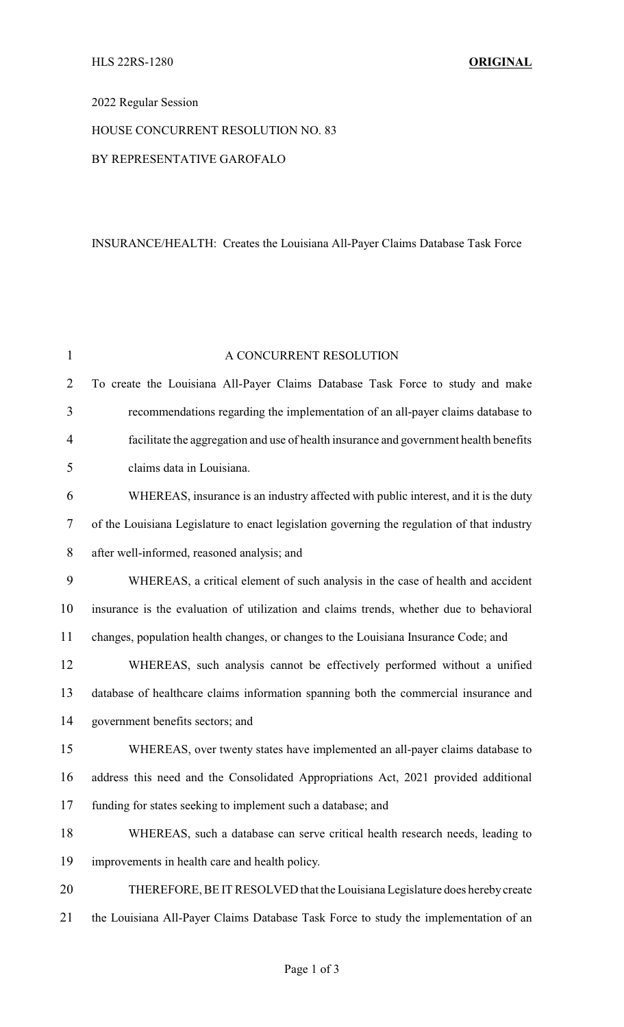HLS 22RS-1280 **ORIGINAL**

2022 Regular Session

HOUSE CONCURRENT RESOLUTION NO. 83

BY REPRESENTATIVE GAROFALO

INSURANCE/HEALTH: Creates the Louisiana All-Payer Claims Database Task Force

A CONCURRENT RESOLUTION

To create the Louisiana All-Payer Claims Database Task Force to study and make recommendations regarding the implementation of an all-payer claims database to facilitate the aggregation and use of health insurance and government health benefits claims data in Louisiana.

WHEREAS, insurance is an industry affected with public interest, and it is the duty of the Louisiana Legislature to enact legislation governing the regulation of that industry after well-informed, reasoned analysis; and

WHEREAS, a critical element of such analysis in the case of health and accident insurance is the evaluation of utilization and claims trends, whether due to behavioral changes, population health changes, or changes to the Louisiana Insurance Code; and

WHEREAS, such analysis cannot be effectively performed without a unified database of healthcare claims information spanning both the commercial insurance and government benefits sectors; and

WHEREAS, over twenty states have implemented an all-payer claims database to address this need and the Consolidated Appropriations Act, 2021 provided additional funding for states seeking to implement such a database; and

WHEREAS, such a database can serve critical health research needs, leading to improvements in health care and health policy.

THEREFORE, BE IT RESOLVED that the Louisiana Legislature does hereby create the Louisiana All-Payer Claims Database Task Force to study the implementation of an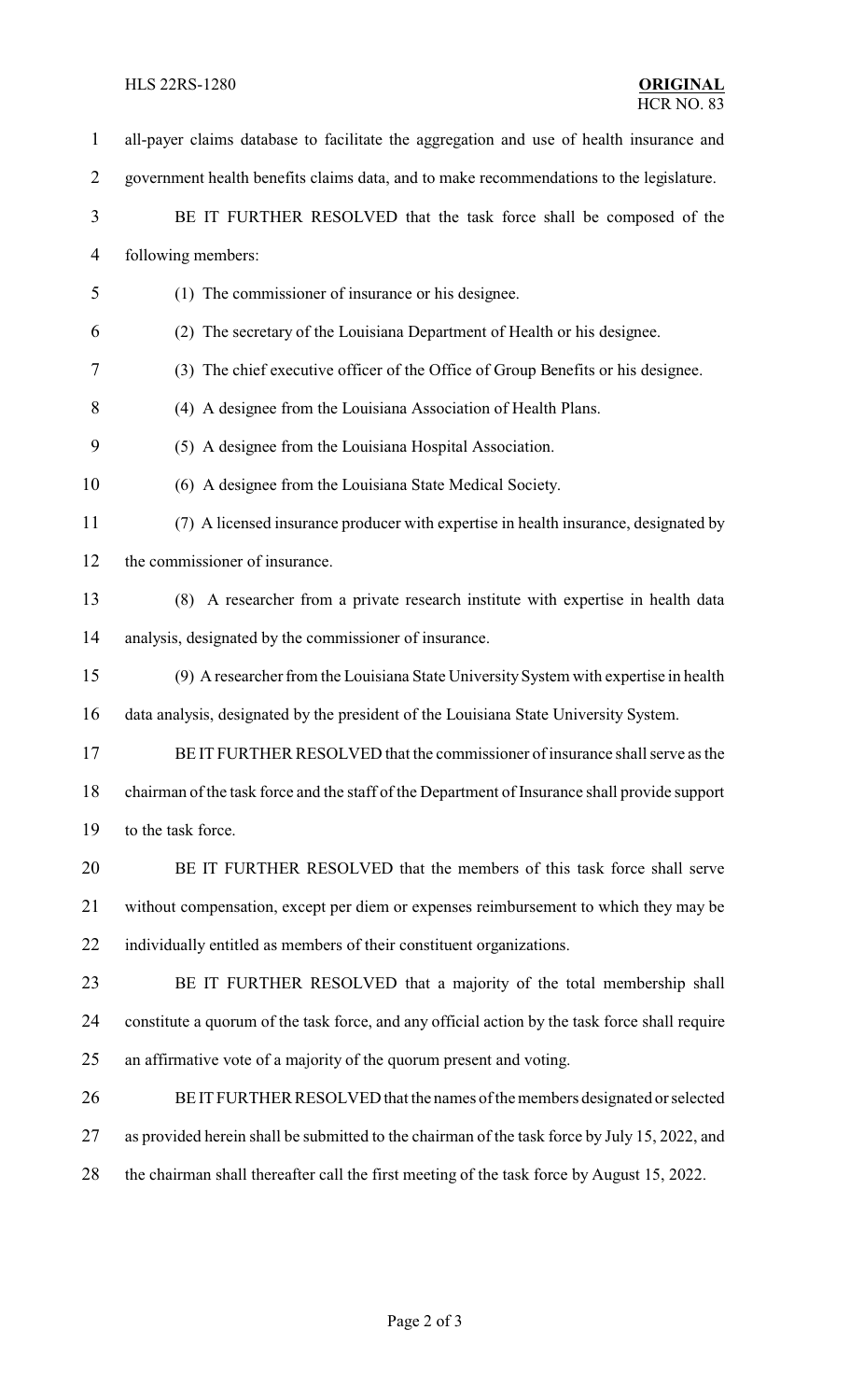all-payer claims database to facilitate the aggregation and use of health insurance and government health benefits claims data, and to make recommendations to the legislature.

BE IT FURTHER RESOLVED that the task force shall be composed of the following members:

(1) The commissioner of insurance or his designee.

(2) The secretary of the Louisiana Department of Health or his designee.

(3) The chief executive officer of the Office of Group Benefits or his designee.

(4) A designee from the Louisiana Association of Health Plans.

(5) A designee from the Louisiana Hospital Association.

(6) A designee from the Louisiana State Medical Society.

(7) A licensed insurance producer with expertise in health insurance, designated by the commissioner of insurance.

(8) A researcher from a private research institute with expertise in health data analysis, designated by the commissioner of insurance.

(9) A researcher from the Louisiana State University System with expertise in health data analysis, designated by the president of the Louisiana State University System.

BE IT FURTHER RESOLVED that the commissioner of insurance shall serve as the chairman of the task force and the staff of the Department of Insurance shall provide support to the task force.

BE IT FURTHER RESOLVED that the members of this task force shall serve without compensation, except per diem or expenses reimbursement to which they may be individually entitled as members of their constituent organizations.

BE IT FURTHER RESOLVED that a majority of the total membership shall constitute a quorum of the task force, and any official action by the task force shall require an affirmative vote of a majority of the quorum present and voting.

BE IT FURTHER RESOLVED that the names of the members designated or selected as provided herein shall be submitted to the chairman of the task force by July 15, 2022, and the chairman shall thereafter call the first meeting of the task force by August 15, 2022.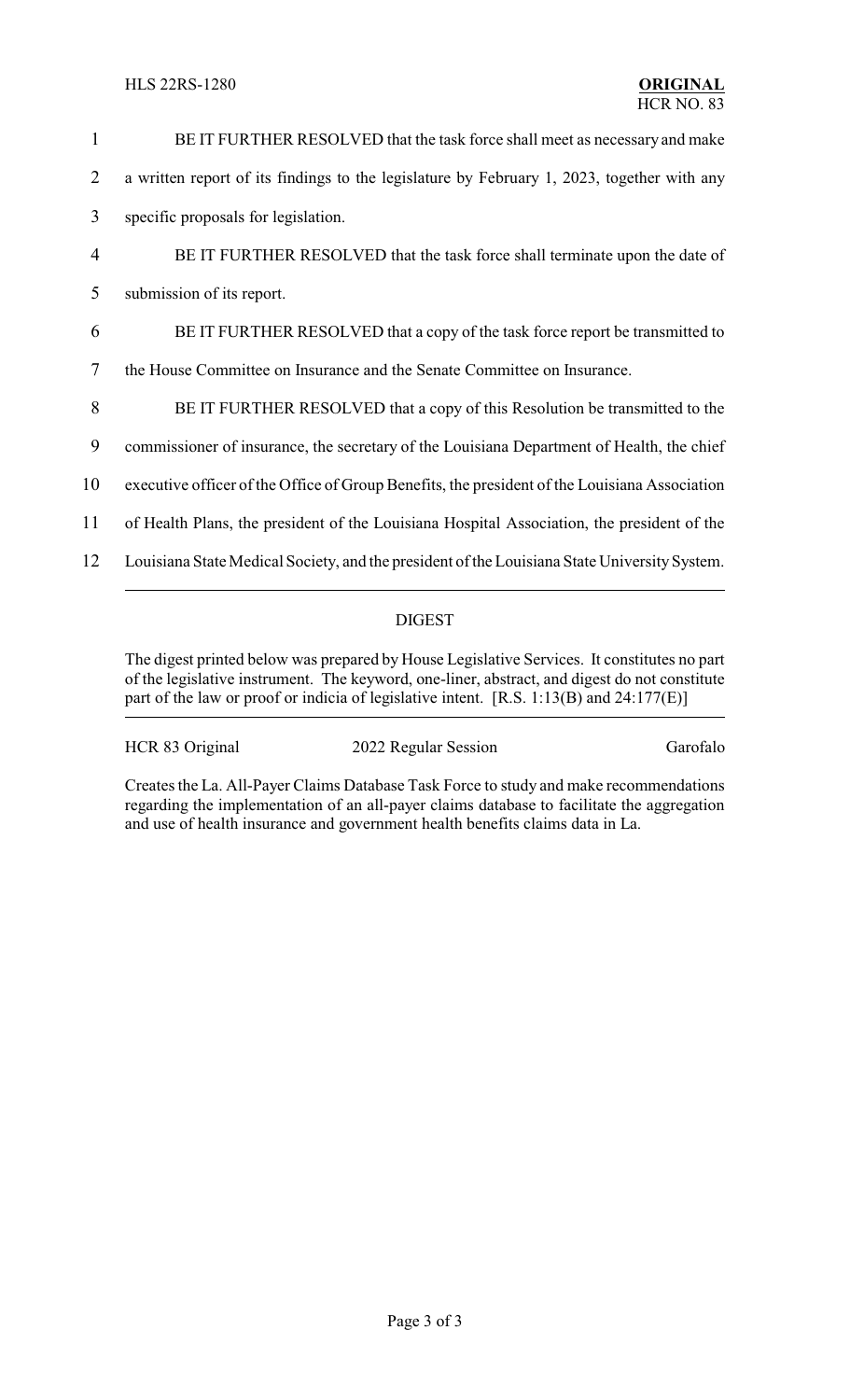BE IT FURTHER RESOLVED that the task force shall meet as necessary and make a written report of its findings to the legislature by February 1, 2023, together with any specific proposals for legislation.

BE IT FURTHER RESOLVED that the task force shall terminate upon the date of submission of its report.

BE IT FURTHER RESOLVED that a copy of the task force report be transmitted to the House Committee on Insurance and the Senate Committee on Insurance.

BE IT FURTHER RESOLVED that a copy of this Resolution be transmitted to the commissioner of insurance, the secretary of the Louisiana Department of Health, the chief executive officer of the Office of Group Benefits, the president of the Louisiana Association of Health Plans, the president of the Louisiana Hospital Association, the president of the Louisiana State Medical Society, and the president of the Louisiana State University System.

---

## DIGEST

The digest printed below was prepared by House Legislative Services. It constitutes no part of the legislative instrument. The keyword, one-liner, abstract, and digest do not constitute part of the law or proof or indicia of legislative intent. [R.S. 1:13(B) and 24:177(E)]

---

HCR 83 Original    2022 Regular Session    Garofalo

Creates the La. All-Payer Claims Database Task Force to study and make recommendations regarding the implementation of an all-payer claims database to facilitate the aggregation and use of health insurance and government health benefits claims data in La.